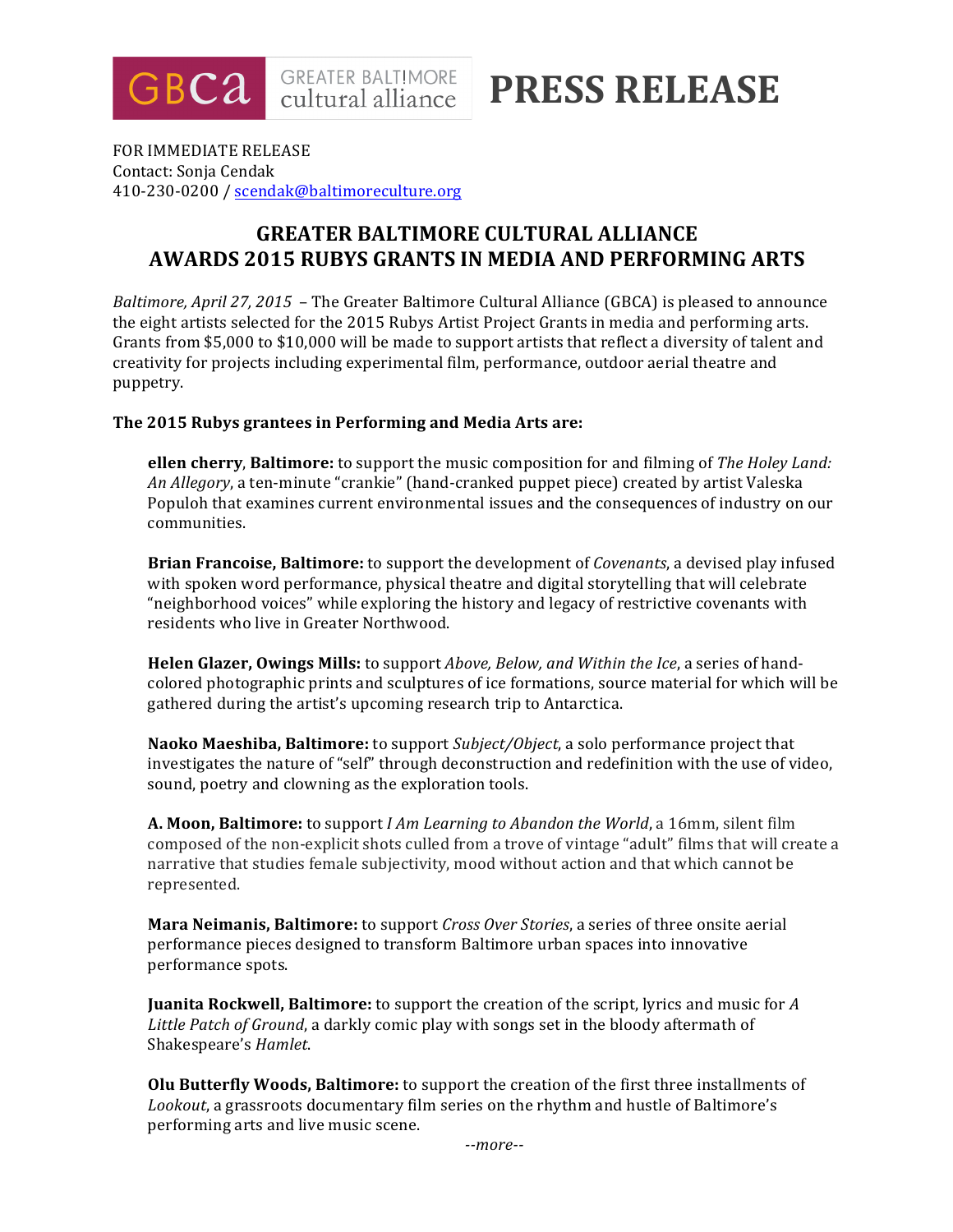GBCa GREATER BALTIMORE cultural alliance **PRESS RELEASE**

FOR IMMEDIATE RELEASE
Contact: Sonja Cendak
410-230-0200 / scendak@baltimoreculture.org

# GREATER BALTIMORE CULTURAL ALLIANCE AWARDS 2015 RUBYS GRANTS IN MEDIA AND PERFORMING ARTS

*Baltimore, April 27, 2015* – The Greater Baltimore Cultural Alliance (GBCA) is pleased to announce the eight artists selected for the 2015 Rubys Artist Project Grants in media and performing arts. Grants from $5,000 to $10,000 will be made to support artists that reflect a diversity of talent and creativity for projects including experimental film, performance, outdoor aerial theatre and puppetry.

**The 2015 Rubys grantees in Performing and Media Arts are:**

**ellen cherry, Baltimore:** to support the music composition for and filming of *The Holey Land: An Allegory*, a ten-minute "crankie" (hand-cranked puppet piece) created by artist Valeska Populoh that examines current environmental issues and the consequences of industry on our communities.

**Brian Francoise, Baltimore:** to support the development of *Covenants*, a devised play infused with spoken word performance, physical theatre and digital storytelling that will celebrate "neighborhood voices" while exploring the history and legacy of restrictive covenants with residents who live in Greater Northwood.

**Helen Glazer, Owings Mills:** to support *Above, Below, and Within the Ice*, a series of hand-colored photographic prints and sculptures of ice formations, source material for which will be gathered during the artist's upcoming research trip to Antarctica.

**Naoko Maeshiba, Baltimore:** to support *Subject/Object*, a solo performance project that investigates the nature of "self" through deconstruction and redefinition with the use of video, sound, poetry and clowning as the exploration tools.

**A. Moon, Baltimore:** to support *I Am Learning to Abandon the World*, a 16mm, silent film composed of the non-explicit shots culled from a trove of vintage "adult" films that will create a narrative that studies female subjectivity, mood without action and that which cannot be represented.

**Mara Neimanis, Baltimore:** to support *Cross Over Stories*, a series of three onsite aerial performance pieces designed to transform Baltimore urban spaces into innovative performance spots.

**Juanita Rockwell, Baltimore:** to support the creation of the script, lyrics and music for *A Little Patch of Ground*, a darkly comic play with songs set in the bloody aftermath of Shakespeare's *Hamlet*.

**Olu Butterfly Woods, Baltimore:** to support the creation of the first three installments of *Lookout*, a grassroots documentary film series on the rhythm and hustle of Baltimore's performing arts and live music scene.

*--more--*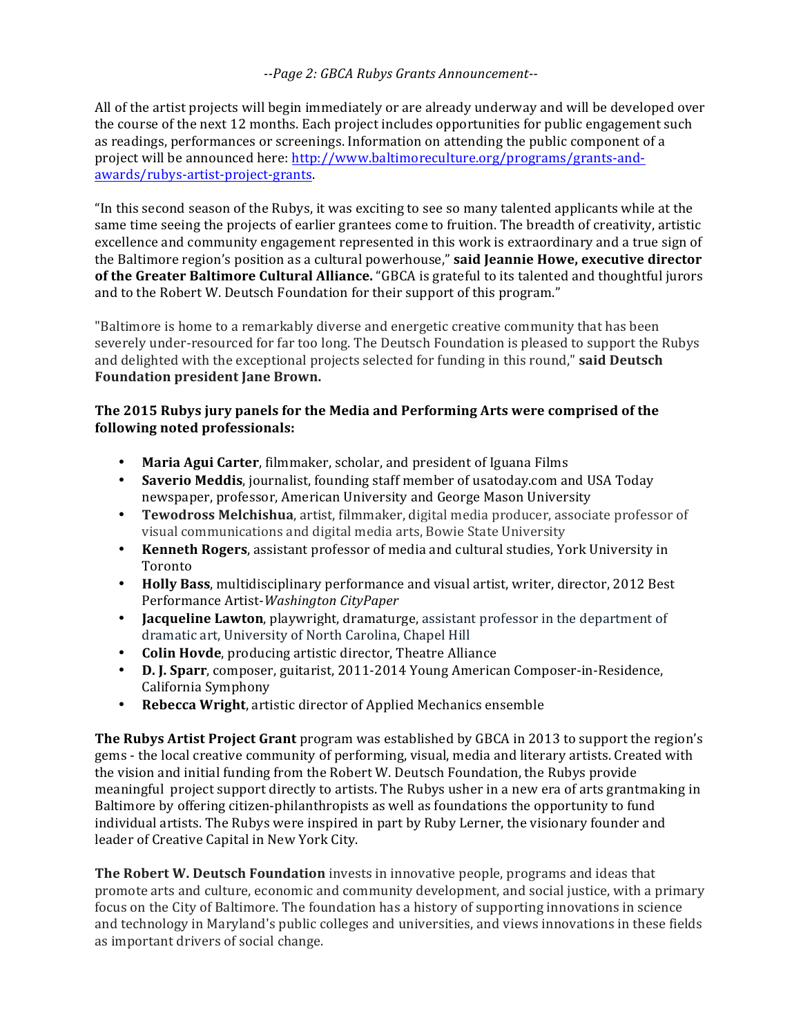All of the artist projects will begin immediately or are already underway and will be developed over the course of the next 12 months. Each project includes opportunities for public engagement such as readings, performances or screenings. Information on attending the public component of a project will be announced here: [http://www.baltimoreculture.org/programs/grants-and-awards/rubys-artist-project-grants](http://www.baltimoreculture.org/programs/grants-and-awards/rubys-artist-project-grants).

"In this second season of the Rubys, it was exciting to see so many talented applicants while at the same time seeing the projects of earlier grantees come to fruition. The breadth of creativity, artistic excellence and community engagement represented in this work is extraordinary and a true sign of the Baltimore region's position as a cultural powerhouse," **said Jeannie Howe, executive director of the Greater Baltimore Cultural Alliance.** "GBCA is grateful to its talented and thoughtful jurors and to the Robert W. Deutsch Foundation for their support of this program."

"Baltimore is home to a remarkably diverse and energetic creative community that has been severely under-resourced for far too long. The Deutsch Foundation is pleased to support the Rubys and delighted with the exceptional projects selected for funding in this round," **said Deutsch Foundation president Jane Brown.**

**The 2015 Rubys jury panels for the Media and Performing Arts were comprised of the following noted professionals:**

- **Maria Agui Carter**, filmmaker, scholar, and president of Iguana Films
- **Saverio Meddis**, journalist, founding staff member of usatoday.com and USA Today newspaper, professor, American University and George Mason University
- **Tewodross Melchishua**, artist, filmmaker, digital media producer, associate professor of visual communications and digital media arts, Bowie State University
- **Kenneth Rogers**, assistant professor of media and cultural studies, York University in Toronto
- **Holly Bass**, multidisciplinary performance and visual artist, writer, director, 2012 Best Performance Artist-*Washington CityPaper*
- **Jacqueline Lawton**, playwright, dramaturge, assistant professor in the department of dramatic art, University of North Carolina, Chapel Hill
- **Colin Hovde**, producing artistic director, Theatre Alliance
- **D. J. Sparr**, composer, guitarist, 2011-2014 Young American Composer-in-Residence, California Symphony
- **Rebecca Wright**, artistic director of Applied Mechanics ensemble

**The Rubys Artist Project Grant** program was established by GBCA in 2013 to support the region's gems - the local creative community of performing, visual, media and literary artists. Created with the vision and initial funding from the Robert W. Deutsch Foundation, the Rubys provide meaningful project support directly to artists. The Rubys usher in a new era of arts grantmaking in Baltimore by offering citizen-philanthropists as well as foundations the opportunity to fund individual artists. The Rubys were inspired in part by Ruby Lerner, the visionary founder and leader of Creative Capital in New York City.

**The Robert W. Deutsch Foundation** invests in innovative people, programs and ideas that promote arts and culture, economic and community development, and social justice, with a primary focus on the City of Baltimore. The foundation has a history of supporting innovations in science and technology in Maryland's public colleges and universities, and views innovations in these fields as important drivers of social change.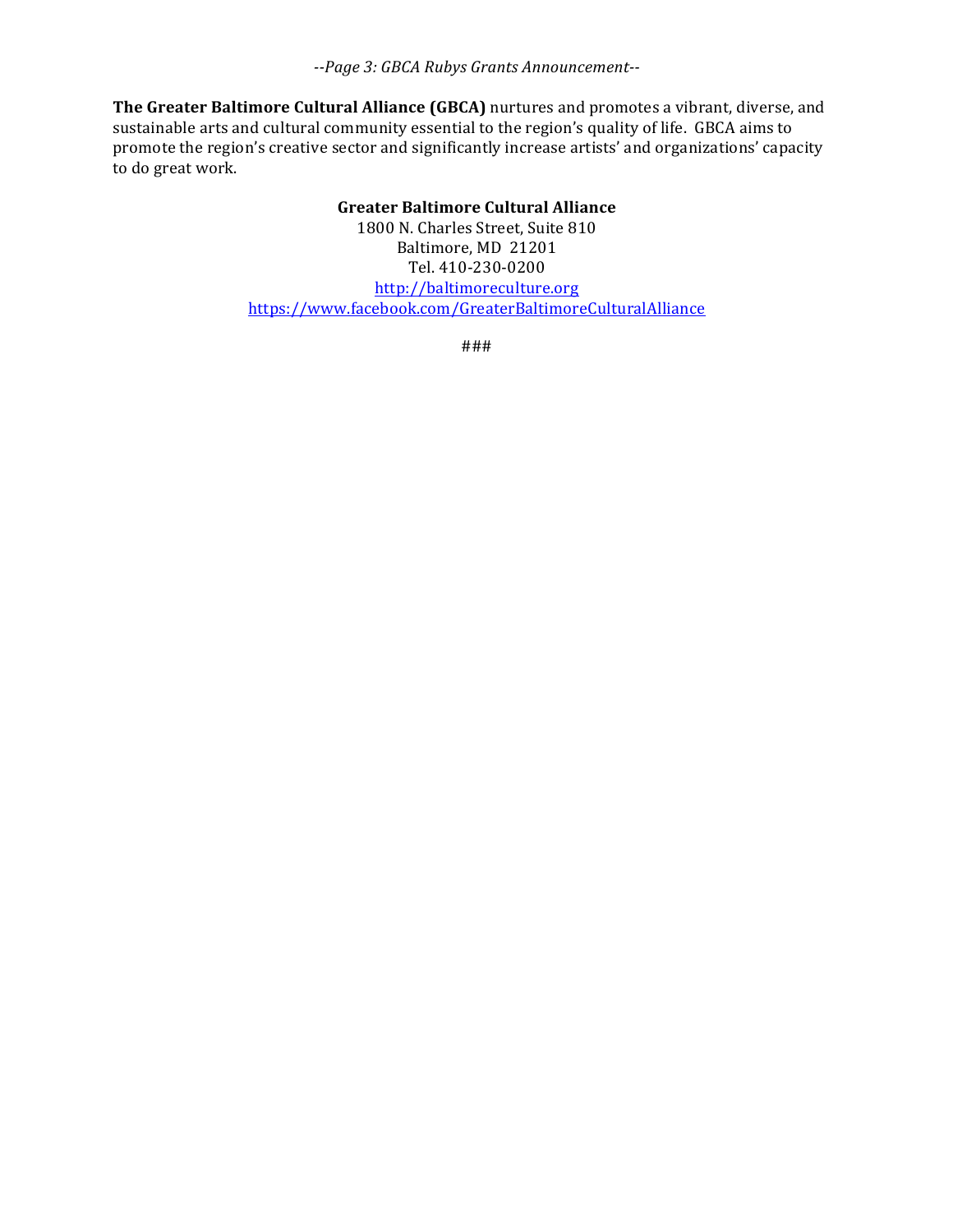**The Greater Baltimore Cultural Alliance (GBCA)** nurtures and promotes a vibrant, diverse, and sustainable arts and cultural community essential to the region's quality of life. GBCA aims to promote the region's creative sector and significantly increase artists' and organizations' capacity to do great work.

**Greater Baltimore Cultural Alliance**
1800 N. Charles Street, Suite 810
Baltimore, MD 21201
Tel. 410-230-0200
http://baltimoreculture.org
https://www.facebook.com/GreaterBaltimoreCulturalAlliance

###